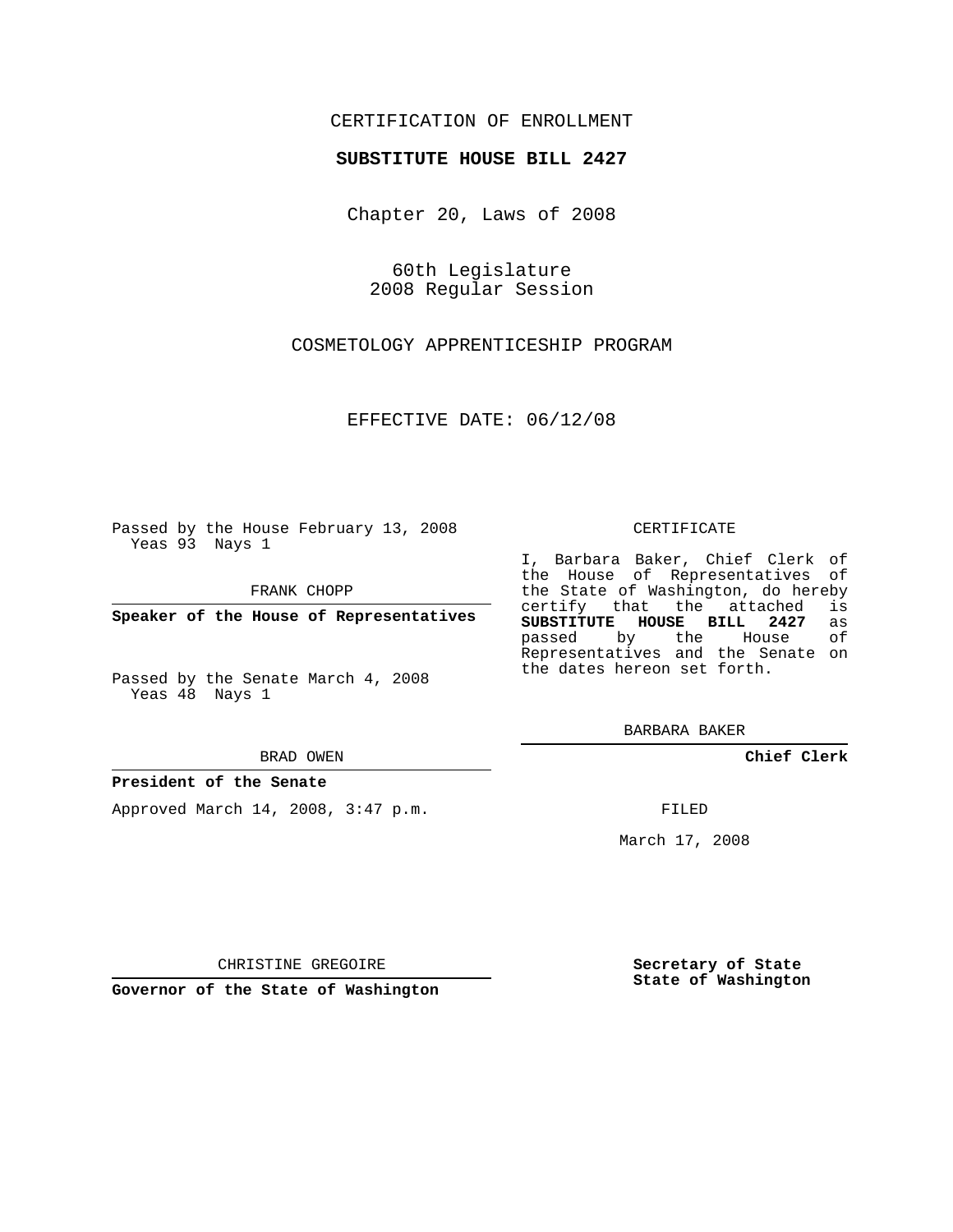CERTIFICATION OF ENROLLMENT

**SUBSTITUTE HOUSE BILL 2427**

Chapter 20, Laws of 2008

60th Legislature
2008 Regular Session

COSMETOLOGY APPRENTICESHIP PROGRAM

EFFECTIVE DATE: 06/12/08

Passed by the House February 13, 2008
Yeas 93 Nays 1

FRANK CHOPP

**Speaker of the House of Representatives**

Passed by the Senate March 4, 2008
Yeas 48 Nays 1

BRAD OWEN

**President of the Senate**

Approved March 14, 2008, 3:47 p.m.

CHRISTINE GREGOIRE

**Governor of the State of Washington**

CERTIFICATE

I, Barbara Baker, Chief Clerk of the House of Representatives of the State of Washington, do hereby certify that the attached is **SUBSTITUTE HOUSE BILL 2427** as passed by the House of Representatives and the Senate on the dates hereon set forth.

BARBARA BAKER

**Chief Clerk**

FILED

March 17, 2008

**Secretary of State**
**State of Washington**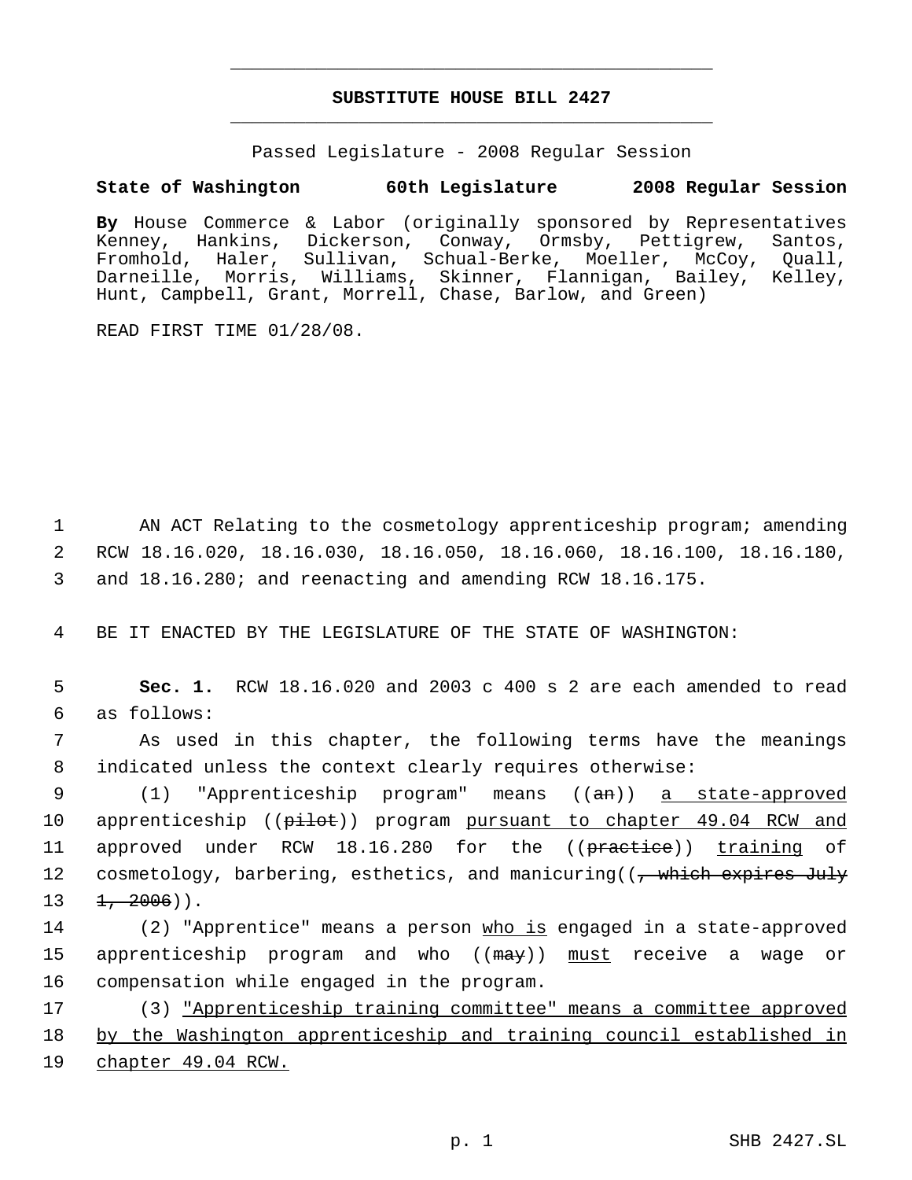# SUBSTITUTE HOUSE BILL 2427

Passed Legislature - 2008 Regular Session

**State of Washington 60th Legislature 2008 Regular Session**

**By** House Commerce & Labor (originally sponsored by Representatives Kenney, Hankins, Dickerson, Conway, Ormsby, Pettigrew, Santos, Fromhold, Haler, Sullivan, Schual-Berke, Moeller, McCoy, Quall, Darneille, Morris, Williams, Skinner, Flannigan, Bailey, Kelley, Hunt, Campbell, Grant, Morrell, Chase, Barlow, and Green)

READ FIRST TIME 01/28/08.

AN ACT Relating to the cosmetology apprenticeship program; amending RCW 18.16.020, 18.16.030, 18.16.050, 18.16.060, 18.16.100, 18.16.180, and 18.16.280; and reenacting and amending RCW 18.16.175.

BE IT ENACTED BY THE LEGISLATURE OF THE STATE OF WASHINGTON:

**Sec. 1.** RCW 18.16.020 and 2003 c 400 s 2 are each amended to read as follows:

As used in this chapter, the following terms have the meanings indicated unless the context clearly requires otherwise:

(1) "Apprenticeship program" means ((~~an~~)) <u>a state-approved</u> apprenticeship ((~~pilot~~)) program <u>pursuant to chapter 49.04 RCW and approved under RCW 18.16.280</u> for the ((~~practice~~)) <u>training</u> of cosmetology, barbering, esthetics, and manicuring((~~, which expires July 1, 2006~~)).

(2) "Apprentice" means a person <u>who is</u> engaged in a state-approved apprenticeship program and who ((~~may~~)) <u>must</u> receive a wage or compensation while engaged in the program.

(3) <u>"Apprenticeship training committee" means a committee approved by the Washington apprenticeship and training council established in chapter 49.04 RCW.</u>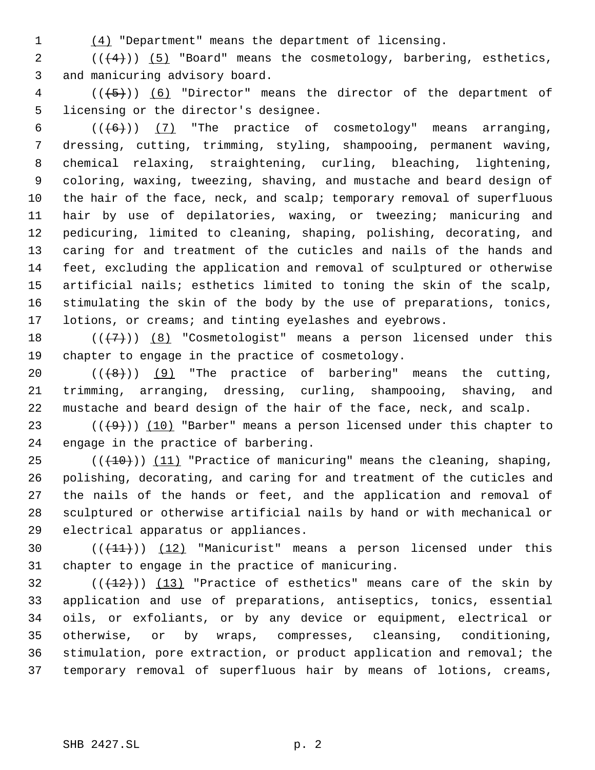(4) "Department" means the department of licensing.

(((4))) (5) "Board" means the cosmetology, barbering, esthetics, and manicuring advisory board.

(((5))) (6) "Director" means the director of the department of licensing or the director's designee.

(((6))) (7) "The practice of cosmetology" means arranging, dressing, cutting, trimming, styling, shampooing, permanent waving, chemical relaxing, straightening, curling, bleaching, lightening, coloring, waxing, tweezing, shaving, and mustache and beard design of the hair of the face, neck, and scalp; temporary removal of superfluous hair by use of depilatories, waxing, or tweezing; manicuring and pedicuring, limited to cleaning, shaping, polishing, decorating, and caring for and treatment of the cuticles and nails of the hands and feet, excluding the application and removal of sculptured or otherwise artificial nails; esthetics limited to toning the skin of the scalp, stimulating the skin of the body by the use of preparations, tonics, lotions, or creams; and tinting eyelashes and eyebrows.

(((7))) (8) "Cosmetologist" means a person licensed under this chapter to engage in the practice of cosmetology.

(((8))) (9) "The practice of barbering" means the cutting, trimming, arranging, dressing, curling, shampooing, shaving, and mustache and beard design of the hair of the face, neck, and scalp.

(((9))) (10) "Barber" means a person licensed under this chapter to engage in the practice of barbering.

(((10))) (11) "Practice of manicuring" means the cleaning, shaping, polishing, decorating, and caring for and treatment of the cuticles and the nails of the hands or feet, and the application and removal of sculptured or otherwise artificial nails by hand or with mechanical or electrical apparatus or appliances.

(((11))) (12) "Manicurist" means a person licensed under this chapter to engage in the practice of manicuring.

(((12))) (13) "Practice of esthetics" means care of the skin by application and use of preparations, antiseptics, tonics, essential oils, or exfoliants, or by any device or equipment, electrical or otherwise, or by wraps, compresses, cleansing, conditioning, stimulation, pore extraction, or product application and removal; the temporary removal of superfluous hair by means of lotions, creams,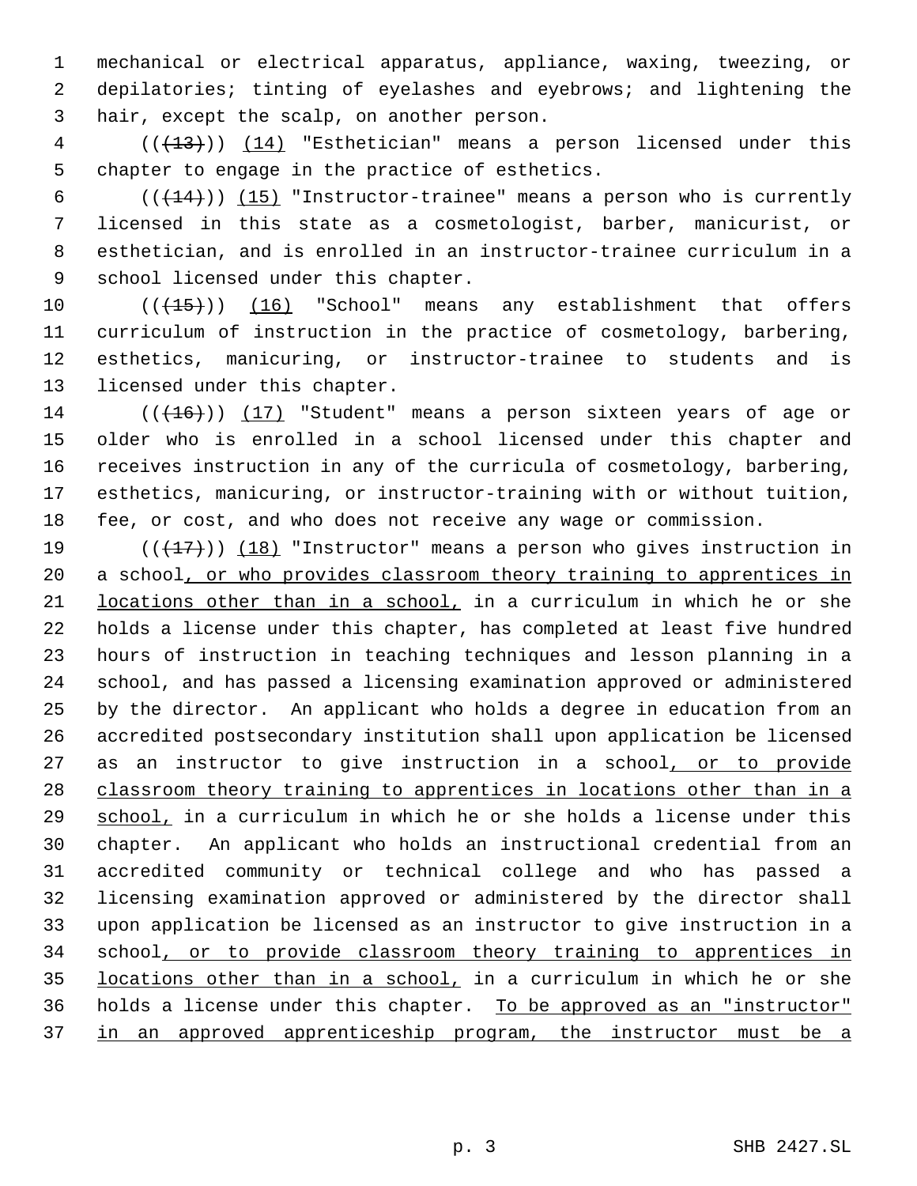mechanical or electrical apparatus, appliance, waxing, tweezing, or depilatories; tinting of eyelashes and eyebrows; and lightening the hair, except the scalp, on another person.

(((13))) (14) "Esthetician" means a person licensed under this chapter to engage in the practice of esthetics.

(((14))) (15) "Instructor-trainee" means a person who is currently licensed in this state as a cosmetologist, barber, manicurist, or esthetician, and is enrolled in an instructor-trainee curriculum in a school licensed under this chapter.

(((15))) (16) "School" means any establishment that offers curriculum of instruction in the practice of cosmetology, barbering, esthetics, manicuring, or instructor-trainee to students and is licensed under this chapter.

(((16))) (17) "Student" means a person sixteen years of age or older who is enrolled in a school licensed under this chapter and receives instruction in any of the curricula of cosmetology, barbering, esthetics, manicuring, or instructor-training with or without tuition, fee, or cost, and who does not receive any wage or commission.

(((17))) (18) "Instructor" means a person who gives instruction in a school, or who provides classroom theory training to apprentices in locations other than in a school, in a curriculum in which he or she holds a license under this chapter, has completed at least five hundred hours of instruction in teaching techniques and lesson planning in a school, and has passed a licensing examination approved or administered by the director. An applicant who holds a degree in education from an accredited postsecondary institution shall upon application be licensed as an instructor to give instruction in a school, or to provide classroom theory training to apprentices in locations other than in a school, in a curriculum in which he or she holds a license under this chapter. An applicant who holds an instructional credential from an accredited community or technical college and who has passed a licensing examination approved or administered by the director shall upon application be licensed as an instructor to give instruction in a school, or to provide classroom theory training to apprentices in locations other than in a school, in a curriculum in which he or she holds a license under this chapter. To be approved as an "instructor" in an approved apprenticeship program, the instructor must be a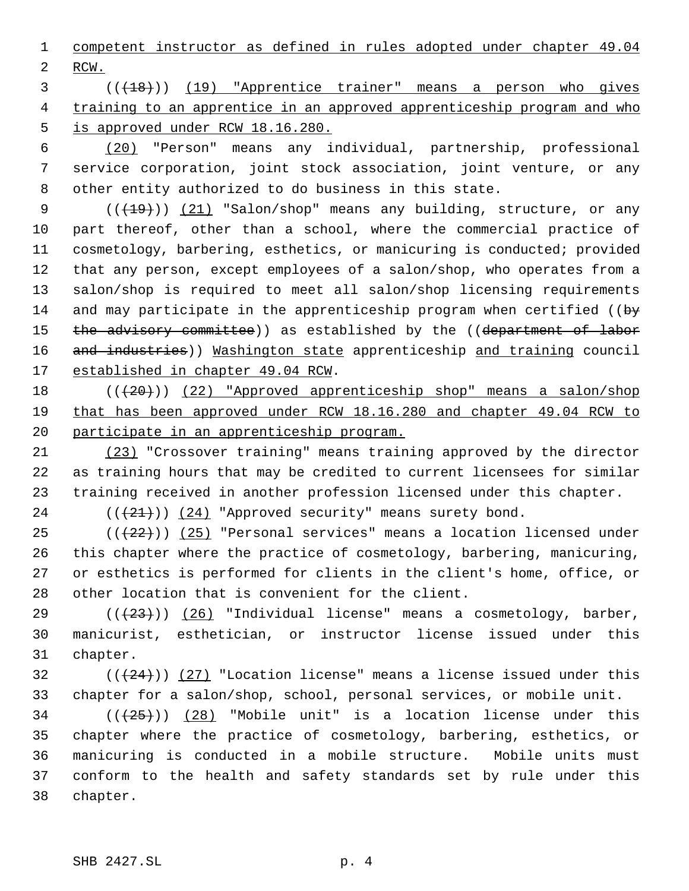competent instructor as defined in rules adopted under chapter 49.04 RCW.

((~~(18)~~)) (19) "Apprentice trainer" means a person who gives training to an apprentice in an approved apprenticeship program and who is approved under RCW 18.16.280.

(20) "Person" means any individual, partnership, professional service corporation, joint stock association, joint venture, or any other entity authorized to do business in this state.

((~~(19)~~)) (21) "Salon/shop" means any building, structure, or any part thereof, other than a school, where the commercial practice of cosmetology, barbering, esthetics, or manicuring is conducted; provided that any person, except employees of a salon/shop, who operates from a salon/shop is required to meet all salon/shop licensing requirements and may participate in the apprenticeship program when certified ((~~by the advisory committee~~)) as established by the ((~~department of labor and industries~~)) Washington state apprenticeship and training council established in chapter 49.04 RCW.

((~~(20)~~)) (22) "Approved apprenticeship shop" means a salon/shop that has been approved under RCW 18.16.280 and chapter 49.04 RCW to participate in an apprenticeship program.

(23) "Crossover training" means training approved by the director as training hours that may be credited to current licensees for similar training received in another profession licensed under this chapter.

((~~(21)~~)) (24) "Approved security" means surety bond.

((~~(22)~~)) (25) "Personal services" means a location licensed under this chapter where the practice of cosmetology, barbering, manicuring, or esthetics is performed for clients in the client's home, office, or other location that is convenient for the client.

((~~(23)~~)) (26) "Individual license" means a cosmetology, barber, manicurist, esthetician, or instructor license issued under this chapter.

((~~(24)~~)) (27) "Location license" means a license issued under this chapter for a salon/shop, school, personal services, or mobile unit.

((~~(25)~~)) (28) "Mobile unit" is a location license under this chapter where the practice of cosmetology, barbering, esthetics, or manicuring is conducted in a mobile structure. Mobile units must conform to the health and safety standards set by rule under this chapter.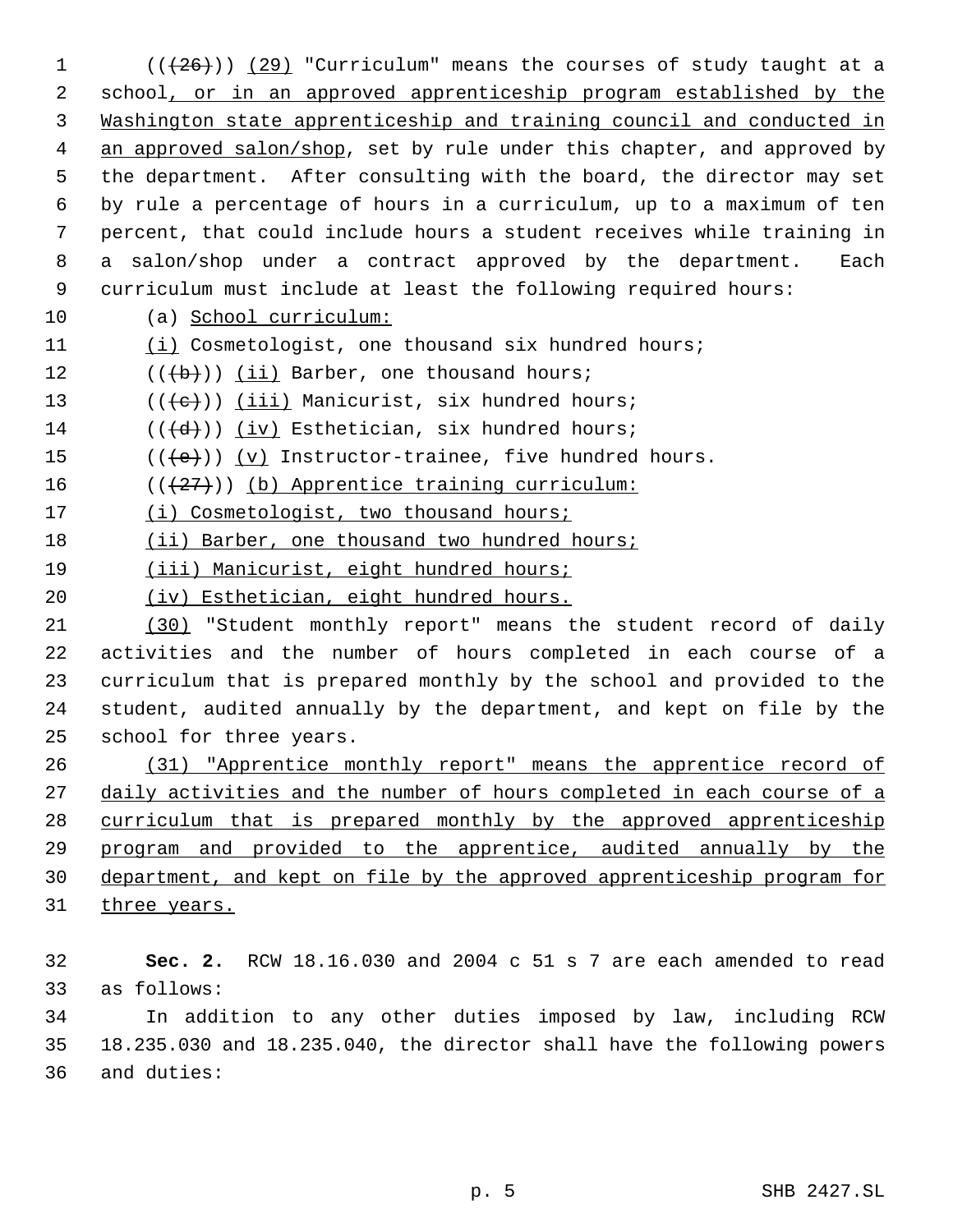(((26))) (29) "Curriculum" means the courses of study taught at a school, or in an approved apprenticeship program established by the Washington state apprenticeship and training council and conducted in an approved salon/shop, set by rule under this chapter, and approved by the department. After consulting with the board, the director may set by rule a percentage of hours in a curriculum, up to a maximum of ten percent, that could include hours a student receives while training in a salon/shop under a contract approved by the department. Each curriculum must include at least the following required hours:

(a) School curriculum:

(i) Cosmetologist, one thousand six hundred hours;

(((b))) (ii) Barber, one thousand hours;

(((c))) (iii) Manicurist, six hundred hours;

(((d))) (iv) Esthetician, six hundred hours;

(((e))) (v) Instructor-trainee, five hundred hours.

(((27))) (b) Apprentice training curriculum:

(i) Cosmetologist, two thousand hours;

(ii) Barber, one thousand two hundred hours;

(iii) Manicurist, eight hundred hours;

(iv) Esthetician, eight hundred hours.

(30) "Student monthly report" means the student record of daily activities and the number of hours completed in each course of a curriculum that is prepared monthly by the school and provided to the student, audited annually by the department, and kept on file by the school for three years.

(31) "Apprentice monthly report" means the apprentice record of daily activities and the number of hours completed in each course of a curriculum that is prepared monthly by the approved apprenticeship program and provided to the apprentice, audited annually by the department, and kept on file by the approved apprenticeship program for three years.

**Sec. 2.** RCW 18.16.030 and 2004 c 51 s 7 are each amended to read as follows:

In addition to any other duties imposed by law, including RCW 18.235.030 and 18.235.040, the director shall have the following powers and duties: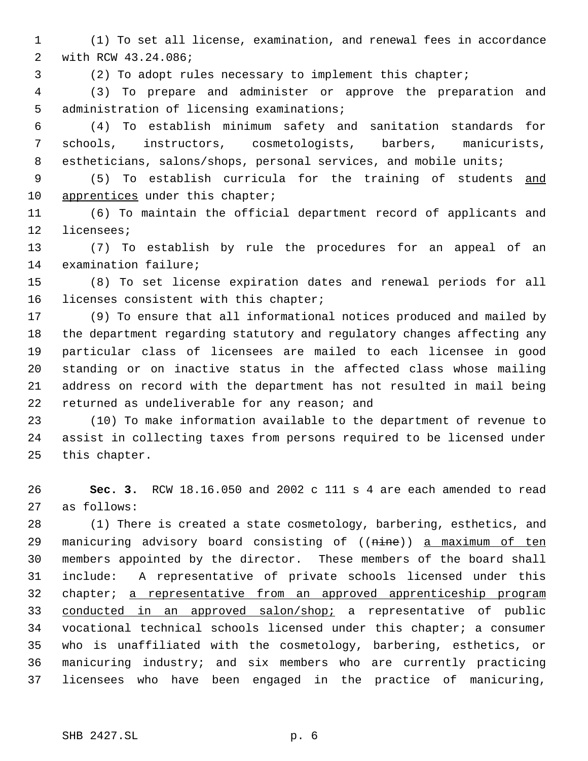(1) To set all license, examination, and renewal fees in accordance with RCW 43.24.086;

(2) To adopt rules necessary to implement this chapter;

(3) To prepare and administer or approve the preparation and administration of licensing examinations;

(4) To establish minimum safety and sanitation standards for schools, instructors, cosmetologists, barbers, manicurists, estheticians, salons/shops, personal services, and mobile units;

(5) To establish curricula for the training of students <u>and apprentices</u> under this chapter;

(6) To maintain the official department record of applicants and licensees;

(7) To establish by rule the procedures for an appeal of an examination failure;

(8) To set license expiration dates and renewal periods for all licenses consistent with this chapter;

(9) To ensure that all informational notices produced and mailed by the department regarding statutory and regulatory changes affecting any particular class of licensees are mailed to each licensee in good standing or on inactive status in the affected class whose mailing address on record with the department has not resulted in mail being returned as undeliverable for any reason; and

(10) To make information available to the department of revenue to assist in collecting taxes from persons required to be licensed under this chapter.

**Sec. 3.** RCW 18.16.050 and 2002 c 111 s 4 are each amended to read as follows:

(1) There is created a state cosmetology, barbering, esthetics, and manicuring advisory board consisting of ((~~nine~~)) <u>a maximum of ten</u> members appointed by the director. These members of the board shall include: A representative of private schools licensed under this chapter; <u>a representative from an approved apprenticeship program conducted in an approved salon/shop;</u> a representative of public vocational technical schools licensed under this chapter; a consumer who is unaffiliated with the cosmetology, barbering, esthetics, or manicuring industry; and six members who are currently practicing licensees who have been engaged in the practice of manicuring,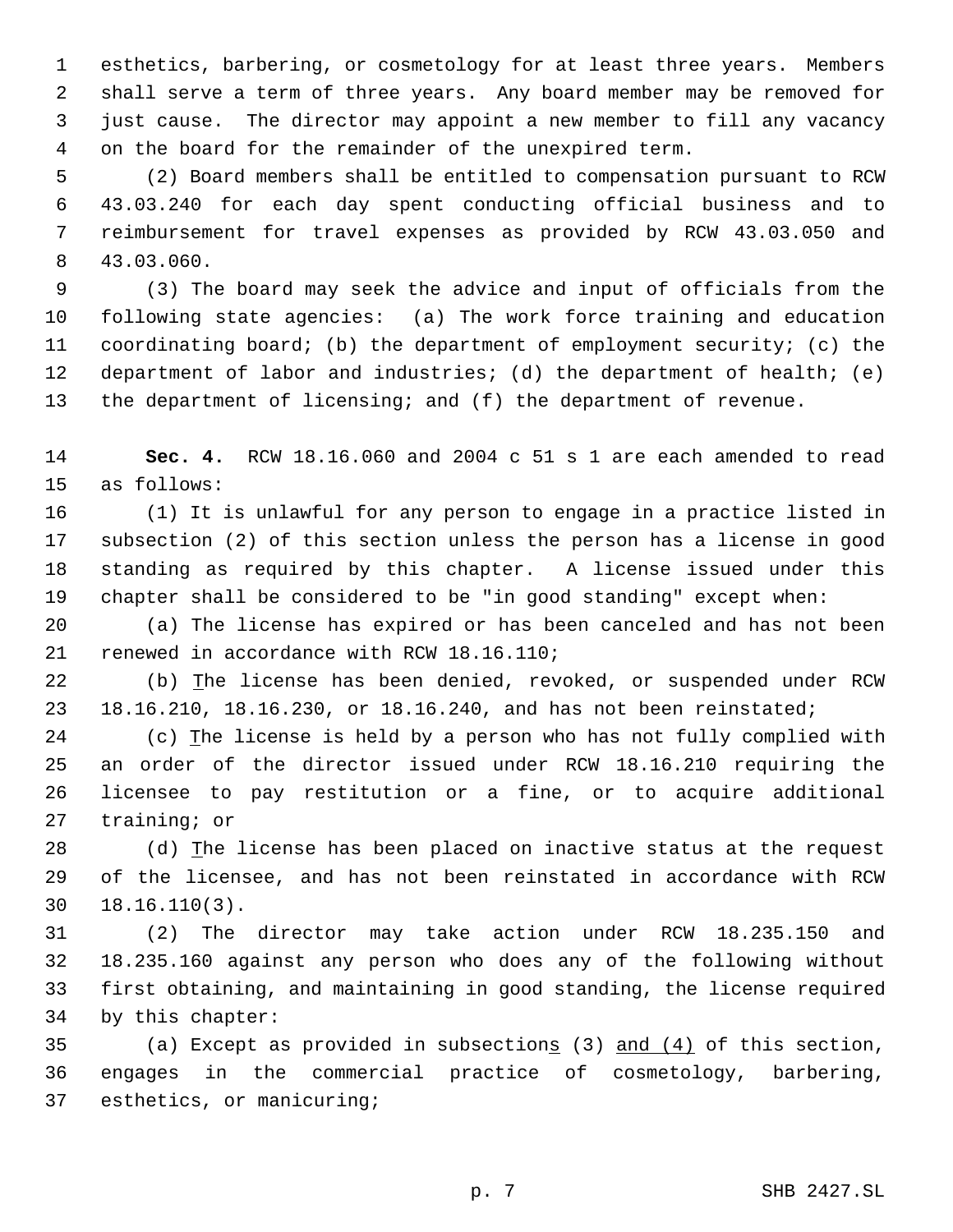esthetics, barbering, or cosmetology for at least three years. Members shall serve a term of three years. Any board member may be removed for just cause. The director may appoint a new member to fill any vacancy on the board for the remainder of the unexpired term.

(2) Board members shall be entitled to compensation pursuant to RCW 43.03.240 for each day spent conducting official business and to reimbursement for travel expenses as provided by RCW 43.03.050 and 43.03.060.

(3) The board may seek the advice and input of officials from the following state agencies: (a) The work force training and education coordinating board; (b) the department of employment security; (c) the department of labor and industries; (d) the department of health; (e) the department of licensing; and (f) the department of revenue.

**Sec. 4.** RCW 18.16.060 and 2004 c 51 s 1 are each amended to read as follows:

(1) It is unlawful for any person to engage in a practice listed in subsection (2) of this section unless the person has a license in good standing as required by this chapter. A license issued under this chapter shall be considered to be "in good standing" except when:

(a) The license has expired or has been canceled and has not been renewed in accordance with RCW 18.16.110;

(b) The license has been denied, revoked, or suspended under RCW 18.16.210, 18.16.230, or 18.16.240, and has not been reinstated;

(c) The license is held by a person who has not fully complied with an order of the director issued under RCW 18.16.210 requiring the licensee to pay restitution or a fine, or to acquire additional training; or

(d) The license has been placed on inactive status at the request of the licensee, and has not been reinstated in accordance with RCW 18.16.110(3).

(2) The director may take action under RCW 18.235.150 and 18.235.160 against any person who does any of the following without first obtaining, and maintaining in good standing, the license required by this chapter:

(a) Except as provided in subsections (3) and (4) of this section, engages in the commercial practice of cosmetology, barbering, esthetics, or manicuring;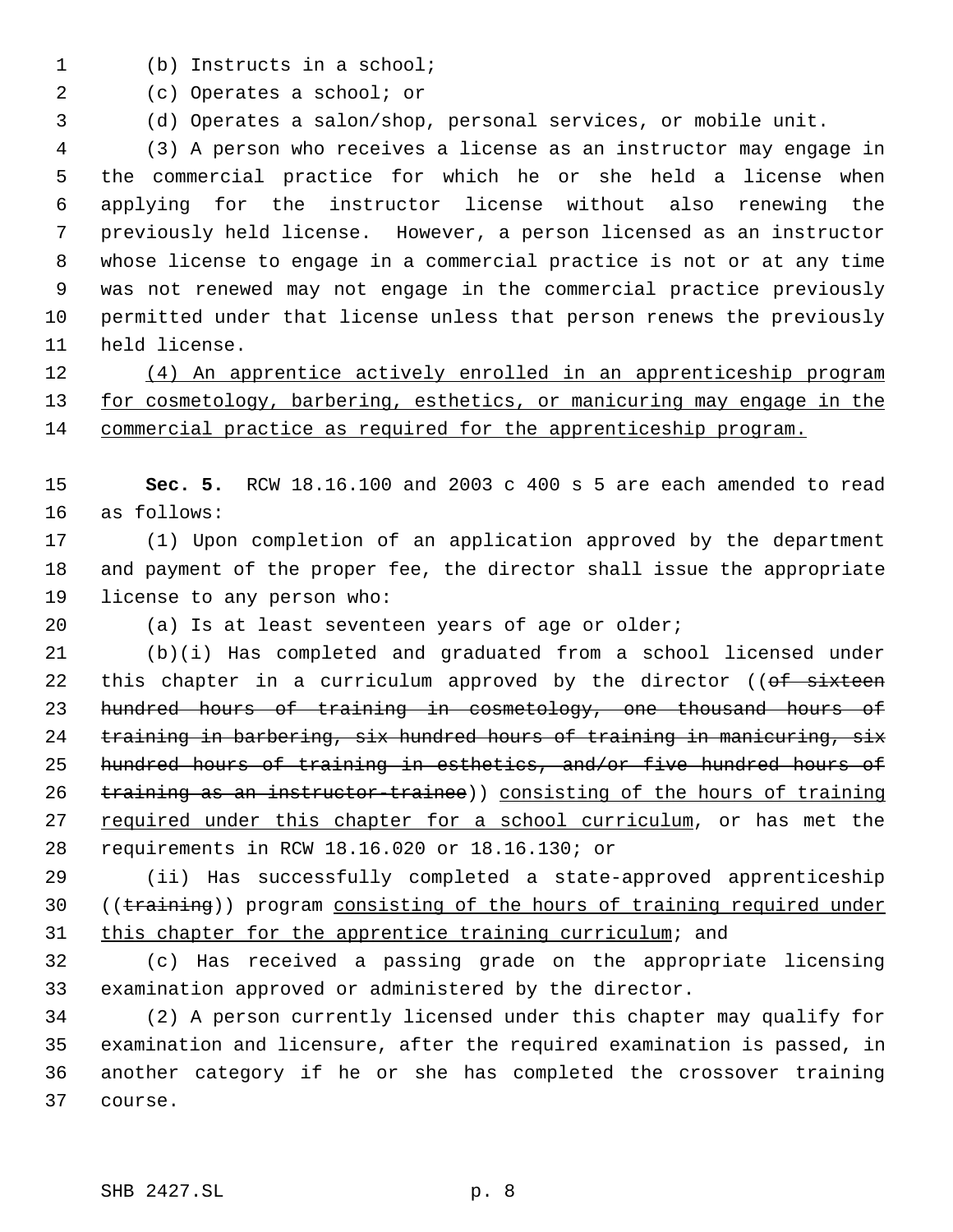(b) Instructs in a school;

(c) Operates a school; or

(d) Operates a salon/shop, personal services, or mobile unit.

(3) A person who receives a license as an instructor may engage in the commercial practice for which he or she held a license when applying for the instructor license without also renewing the previously held license. However, a person licensed as an instructor whose license to engage in a commercial practice is not or at any time was not renewed may not engage in the commercial practice previously permitted under that license unless that person renews the previously held license.

(4) An apprentice actively enrolled in an apprenticeship program for cosmetology, barbering, esthetics, or manicuring may engage in the commercial practice as required for the apprenticeship program.

**Sec. 5.** RCW 18.16.100 and 2003 c 400 s 5 are each amended to read as follows:

(1) Upon completion of an application approved by the department and payment of the proper fee, the director shall issue the appropriate license to any person who:

(a) Is at least seventeen years of age or older;

(b)(i) Has completed and graduated from a school licensed under this chapter in a curriculum approved by the director ((~~of sixteen hundred hours of training in cosmetology, one thousand hours of training in barbering, six hundred hours of training in manicuring, six hundred hours of training in esthetics, and/or five hundred hours of training as an instructor-trainee~~)) consisting of the hours of training required under this chapter for a school curriculum, or has met the requirements in RCW 18.16.020 or 18.16.130; or

(ii) Has successfully completed a state-approved apprenticeship ((~~training~~)) program consisting of the hours of training required under this chapter for the apprentice training curriculum; and

(c) Has received a passing grade on the appropriate licensing examination approved or administered by the director.

(2) A person currently licensed under this chapter may qualify for examination and licensure, after the required examination is passed, in another category if he or she has completed the crossover training course.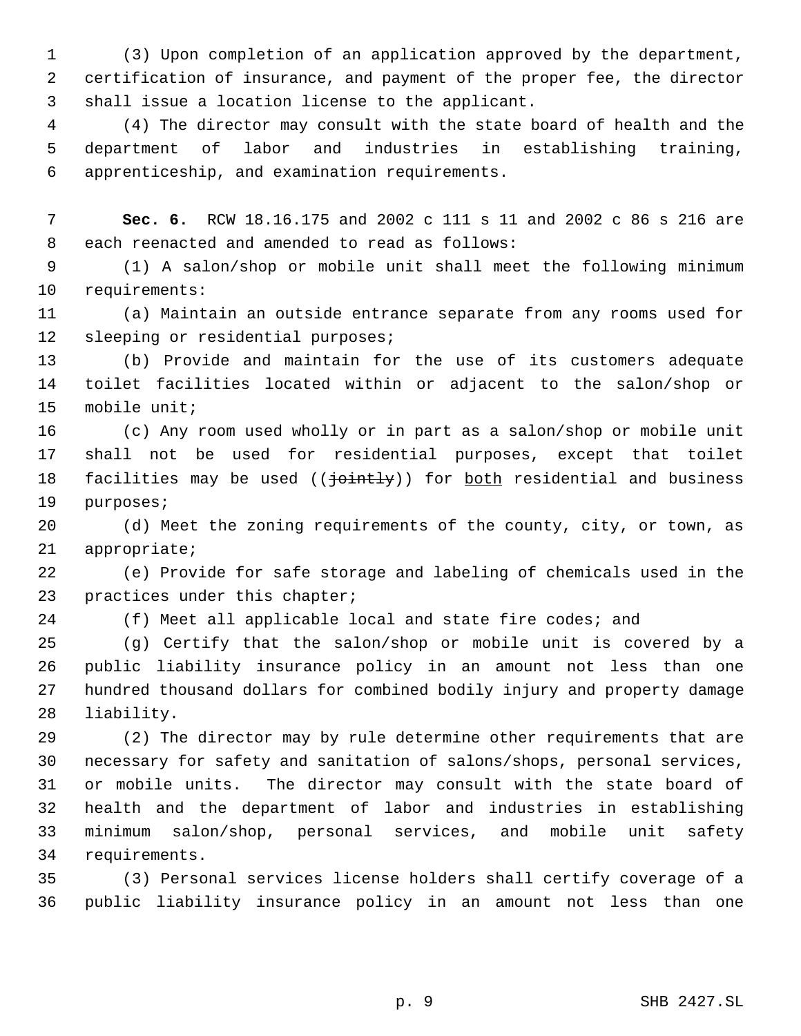(3) Upon completion of an application approved by the department, certification of insurance, and payment of the proper fee, the director shall issue a location license to the applicant.

(4) The director may consult with the state board of health and the department of labor and industries in establishing training, apprenticeship, and examination requirements.

**Sec. 6.** RCW 18.16.175 and 2002 c 111 s 11 and 2002 c 86 s 216 are each reenacted and amended to read as follows:

(1) A salon/shop or mobile unit shall meet the following minimum requirements:

(a) Maintain an outside entrance separate from any rooms used for sleeping or residential purposes;

(b) Provide and maintain for the use of its customers adequate toilet facilities located within or adjacent to the salon/shop or mobile unit;

(c) Any room used wholly or in part as a salon/shop or mobile unit shall not be used for residential purposes, except that toilet facilities may be used ((~~jointly~~)) for <u>both</u> residential and business purposes;

(d) Meet the zoning requirements of the county, city, or town, as appropriate;

(e) Provide for safe storage and labeling of chemicals used in the practices under this chapter;

(f) Meet all applicable local and state fire codes; and

(g) Certify that the salon/shop or mobile unit is covered by a public liability insurance policy in an amount not less than one hundred thousand dollars for combined bodily injury and property damage liability.

(2) The director may by rule determine other requirements that are necessary for safety and sanitation of salons/shops, personal services, or mobile units. The director may consult with the state board of health and the department of labor and industries in establishing minimum salon/shop, personal services, and mobile unit safety requirements.

(3) Personal services license holders shall certify coverage of a public liability insurance policy in an amount not less than one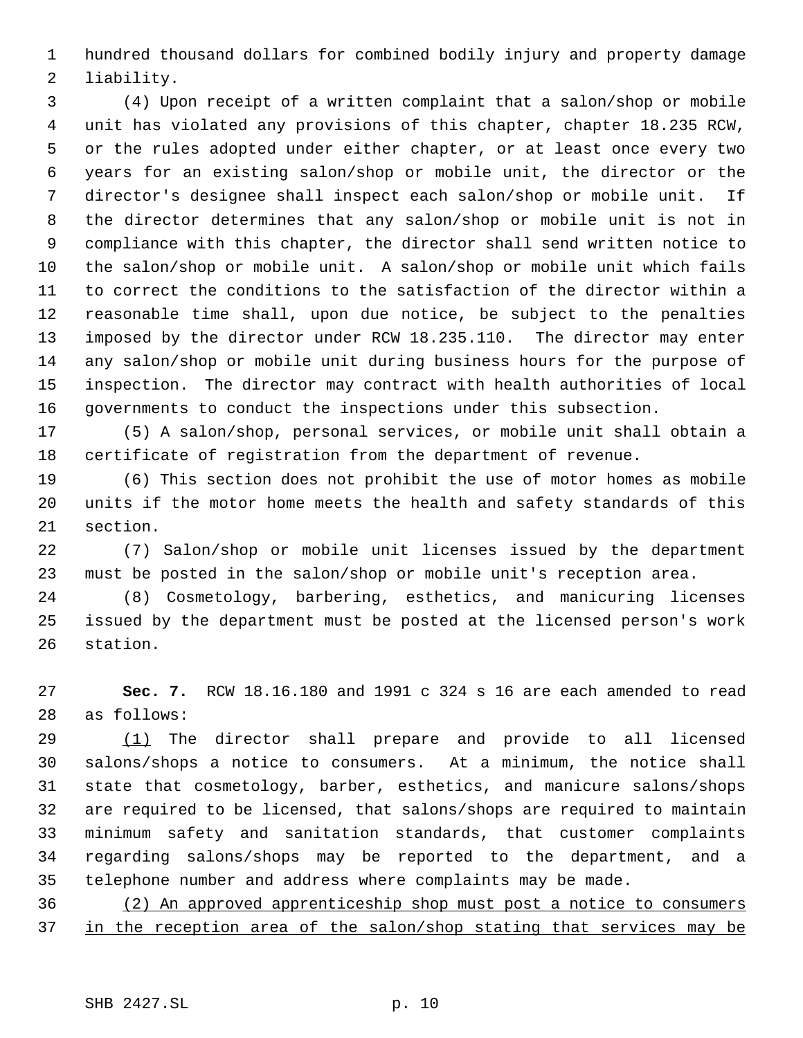hundred thousand dollars for combined bodily injury and property damage liability.

(4) Upon receipt of a written complaint that a salon/shop or mobile unit has violated any provisions of this chapter, chapter 18.235 RCW, or the rules adopted under either chapter, or at least once every two years for an existing salon/shop or mobile unit, the director or the director's designee shall inspect each salon/shop or mobile unit. If the director determines that any salon/shop or mobile unit is not in compliance with this chapter, the director shall send written notice to the salon/shop or mobile unit. A salon/shop or mobile unit which fails to correct the conditions to the satisfaction of the director within a reasonable time shall, upon due notice, be subject to the penalties imposed by the director under RCW 18.235.110. The director may enter any salon/shop or mobile unit during business hours for the purpose of inspection. The director may contract with health authorities of local governments to conduct the inspections under this subsection.

(5) A salon/shop, personal services, or mobile unit shall obtain a certificate of registration from the department of revenue.

(6) This section does not prohibit the use of motor homes as mobile units if the motor home meets the health and safety standards of this section.

(7) Salon/shop or mobile unit licenses issued by the department must be posted in the salon/shop or mobile unit's reception area.

(8) Cosmetology, barbering, esthetics, and manicuring licenses issued by the department must be posted at the licensed person's work station.

**Sec. 7.** RCW 18.16.180 and 1991 c 324 s 16 are each amended to read as follows:

(1) The director shall prepare and provide to all licensed salons/shops a notice to consumers. At a minimum, the notice shall state that cosmetology, barber, esthetics, and manicure salons/shops are required to be licensed, that salons/shops are required to maintain minimum safety and sanitation standards, that customer complaints regarding salons/shops may be reported to the department, and a telephone number and address where complaints may be made.

(2) An approved apprenticeship shop must post a notice to consumers in the reception area of the salon/shop stating that services may be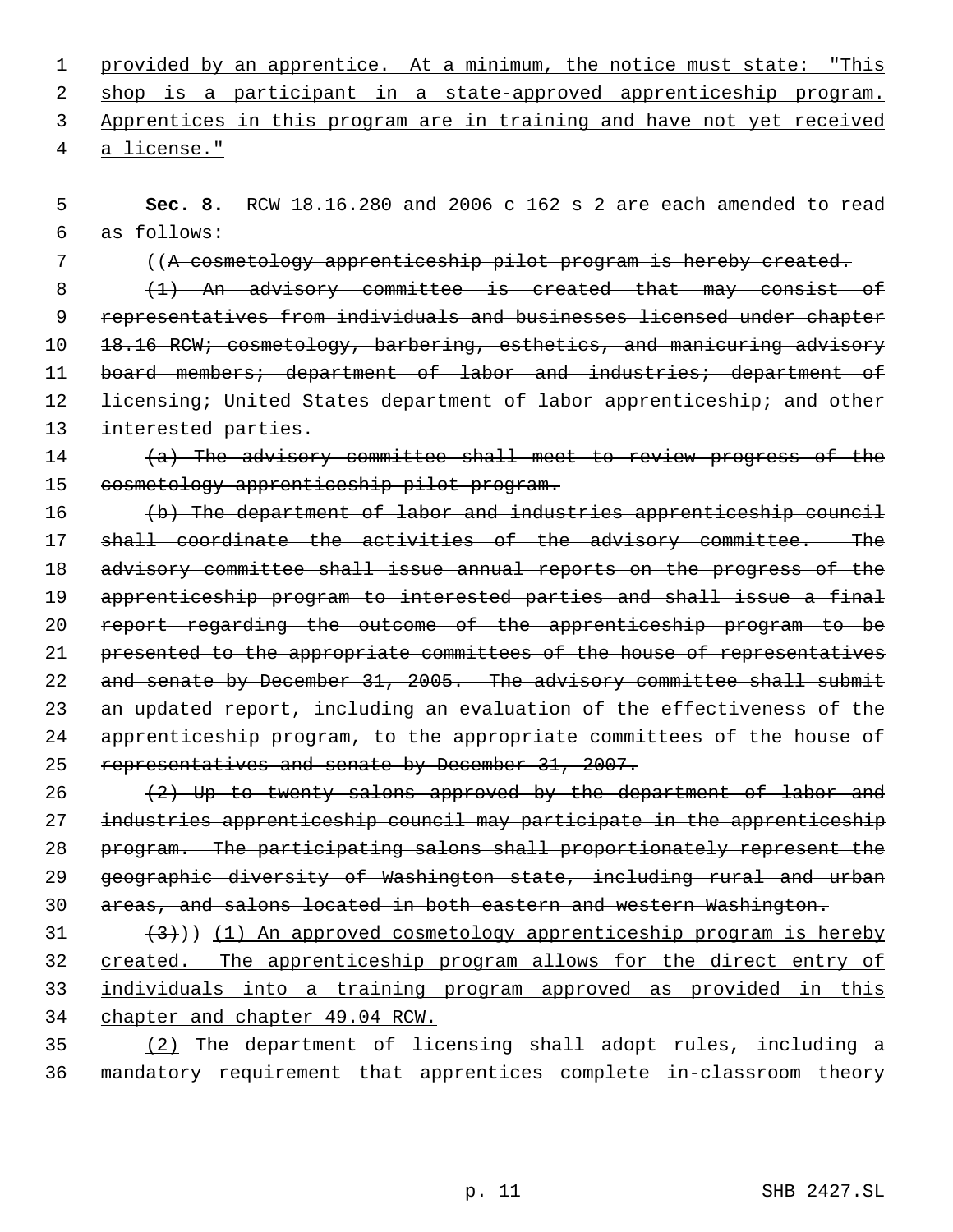provided by an apprentice. At a minimum, the notice must state: "This shop is a participant in a state-approved apprenticeship program. Apprentices in this program are in training and have not yet received a license."

**Sec. 8.** RCW 18.16.280 and 2006 c 162 s 2 are each amended to read as follows:

((~~A cosmetology apprenticeship pilot program is hereby created.~~

~~(1) An advisory committee is created that may consist of representatives from individuals and businesses licensed under chapter 18.16 RCW; cosmetology, barbering, esthetics, and manicuring advisory board members; department of labor and industries; department of licensing; United States department of labor apprenticeship; and other interested parties.~~

~~(a) The advisory committee shall meet to review progress of the cosmetology apprenticeship pilot program.~~

~~(b) The department of labor and industries apprenticeship council shall coordinate the activities of the advisory committee. The advisory committee shall issue annual reports on the progress of the apprenticeship program to interested parties and shall issue a final report regarding the outcome of the apprenticeship program to be presented to the appropriate committees of the house of representatives and senate by December 31, 2005. The advisory committee shall submit an updated report, including an evaluation of the effectiveness of the apprenticeship program, to the appropriate committees of the house of representatives and senate by December 31, 2007.~~

~~(2) Up to twenty salons approved by the department of labor and industries apprenticeship council may participate in the apprenticeship program. The participating salons shall proportionately represent the geographic diversity of Washington state, including rural and urban areas, and salons located in both eastern and western Washington.~~

~~(3)~~)) <u>(1) An approved cosmetology apprenticeship program is hereby created. The apprenticeship program allows for the direct entry of individuals into a training program approved as provided in this chapter and chapter 49.04 RCW.</u>

<u>(2)</u> The department of licensing shall adopt rules, including a mandatory requirement that apprentices complete in-classroom theory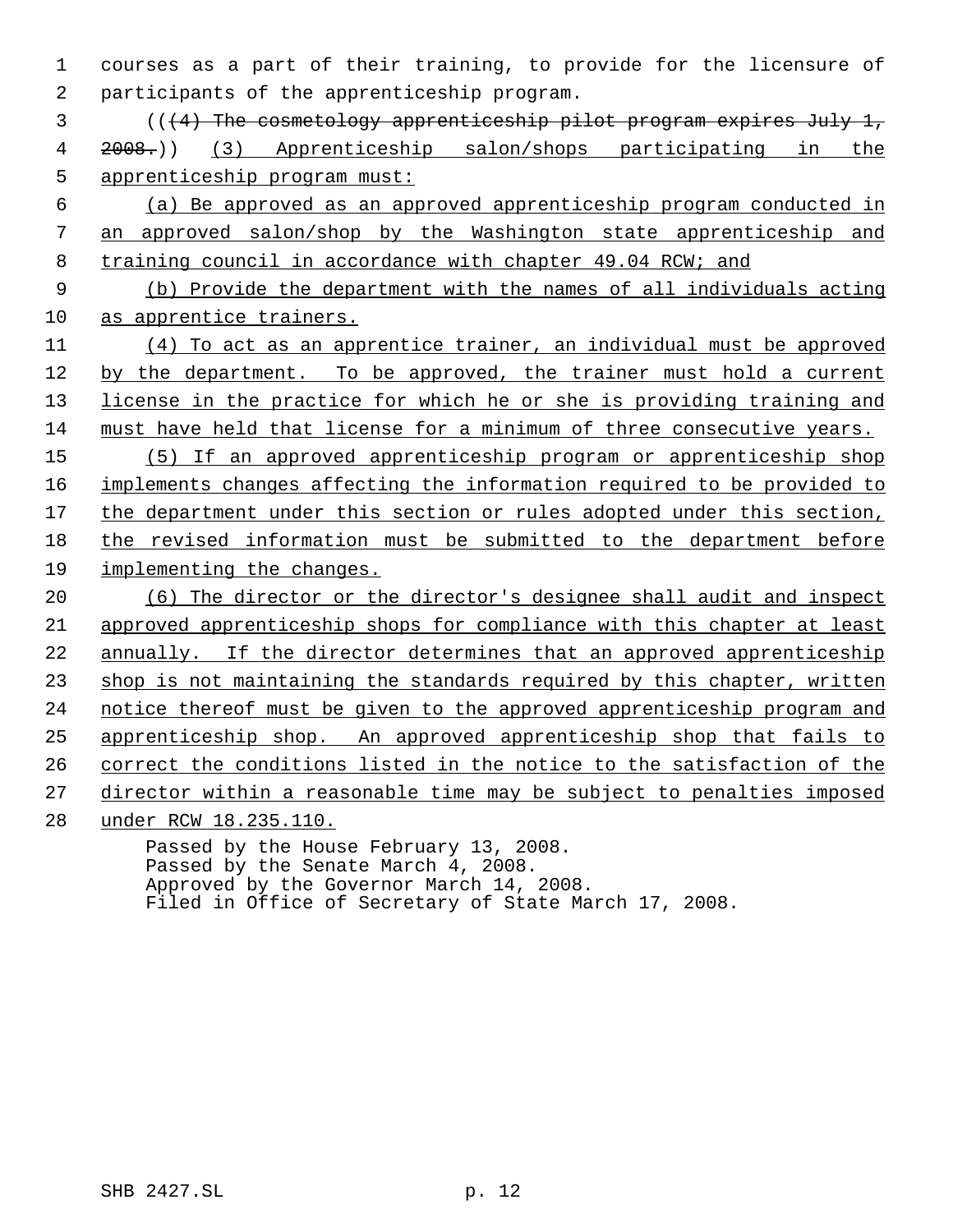courses as a part of their training, to provide for the licensure of participants of the apprenticeship program.

(( ~~(4) The cosmetology apprenticeship pilot program expires July 1, 2008.~~ )) <u>(3) Apprenticeship salon/shops participating in the apprenticeship program must:</u>

<u>(a) Be approved as an approved apprenticeship program conducted in an approved salon/shop by the Washington state apprenticeship and training council in accordance with chapter 49.04 RCW; and</u>

<u>(b) Provide the department with the names of all individuals acting as apprentice trainers.</u>

<u>(4) To act as an apprentice trainer, an individual must be approved by the department. To be approved, the trainer must hold a current license in the practice for which he or she is providing training and must have held that license for a minimum of three consecutive years.</u>

<u>(5) If an approved apprenticeship program or apprenticeship shop implements changes affecting the information required to be provided to the department under this section or rules adopted under this section, the revised information must be submitted to the department before implementing the changes.</u>

<u>(6) The director or the director's designee shall audit and inspect approved apprenticeship shops for compliance with this chapter at least annually. If the director determines that an approved apprenticeship shop is not maintaining the standards required by this chapter, written notice thereof must be given to the approved apprenticeship program and apprenticeship shop. An approved apprenticeship shop that fails to correct the conditions listed in the notice to the satisfaction of the director within a reasonable time may be subject to penalties imposed under RCW 18.235.110.</u>

Passed by the House February 13, 2008.
Passed by the Senate March 4, 2008.
Approved by the Governor March 14, 2008.
Filed in Office of Secretary of State March 17, 2008.